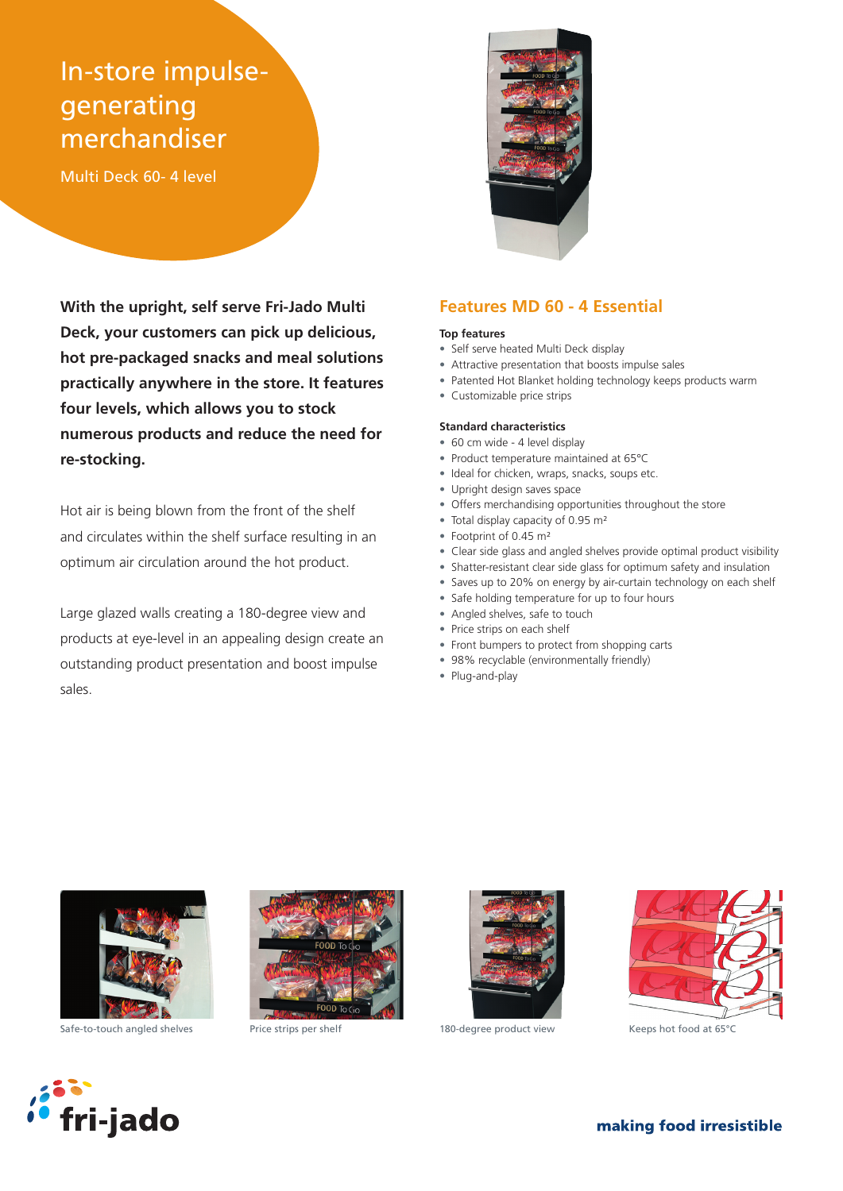# In-store impulse-generating merchandiser

Multi Deck 60- 4 level

**With the upright, self serve Fri-Jado Multi Deck, your customers can pick up delicious, hot pre-packaged snacks and meal solutions practically anywhere in the store. It features four levels, which allows you to stock numerous products and reduce the need for re-stocking.**

Hot air is being blown from the front of the shelf and circulates within the shelf surface resulting in an optimum air circulation around the hot product.

Large glazed walls creating a 180-degree view and products at eye-level in an appealing design create an outstanding product presentation and boost impulse sales.

## Features MD 60 - 4 Essential

**Top features**

- Self serve heated Multi Deck display
- Attractive presentation that boosts impulse sales
- Patented Hot Blanket holding technology keeps products warm
- Customizable price strips

**Standard characteristics**

- 60 cm wide - 4 level display
- Product temperature maintained at 65°C
- Ideal for chicken, wraps, snacks, soups etc.
- Upright design saves space
- Offers merchandising opportunities throughout the store
- Total display capacity of 0.95 m²
- Footprint of 0.45 m²
- Clear side glass and angled shelves provide optimal product visibility
- Shatter-resistant clear side glass for optimum safety and insulation
- Saves up to 20% on energy by air-curtain technology on each shelf
- Safe holding temperature for up to four hours
- Angled shelves, safe to touch
- Price strips on each shelf
- Front bumpers to protect from shopping carts
- 98% recyclable (environmentally friendly)
- Plug-and-play

Safe-to-touch angled shelves

Price strips per shelf

180-degree product view

Keeps hot food at 65°C

fri-jado

making food irresistible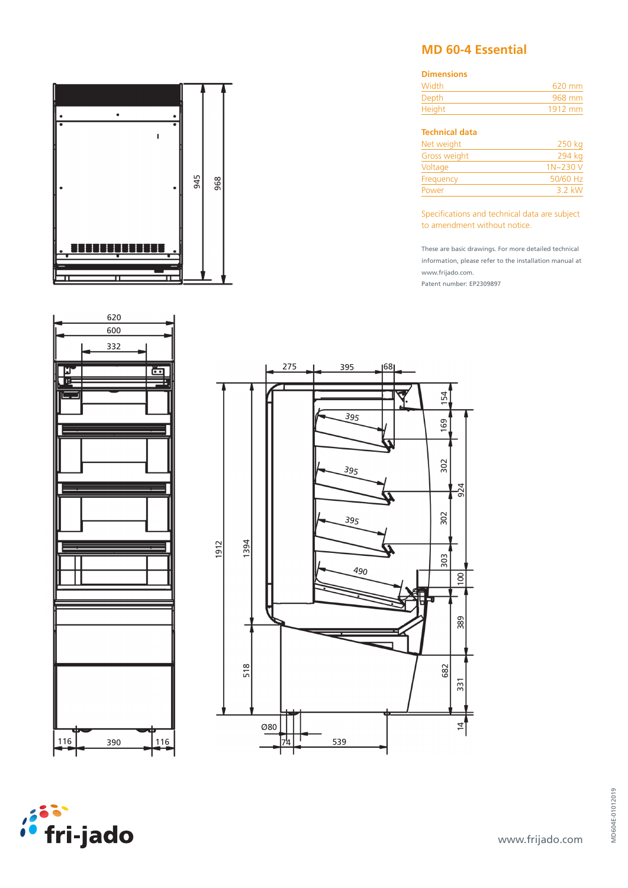# MD 60-4 Essential

## Dimensions

| | |
|---|---|
| Width | 620 mm |
| Depth | 968 mm |
| Height | 1912 mm |

## Technical data

| | |
|---|---|
| Net weight | 250 kg |
| Gross weight | 294 kg |
| Voltage | 1N~230 V |
| Frequency | 50/60 Hz |
| Power | 3.2 kW |

Specifications and technical data are subject to amendment without notice.

These are basic drawings. For more detailed technical information, please refer to the installation manual at www.frijado.com.

Patent number: EP2309897

945
968

620
600
332
116
390
116

275
395
68
154
169
302
924
302
303
100
389
682
331
14
395
395
395
490
1912
1394
518
Ø80
74
539

fri-jado

www.frijado.com

MD604E-01012019